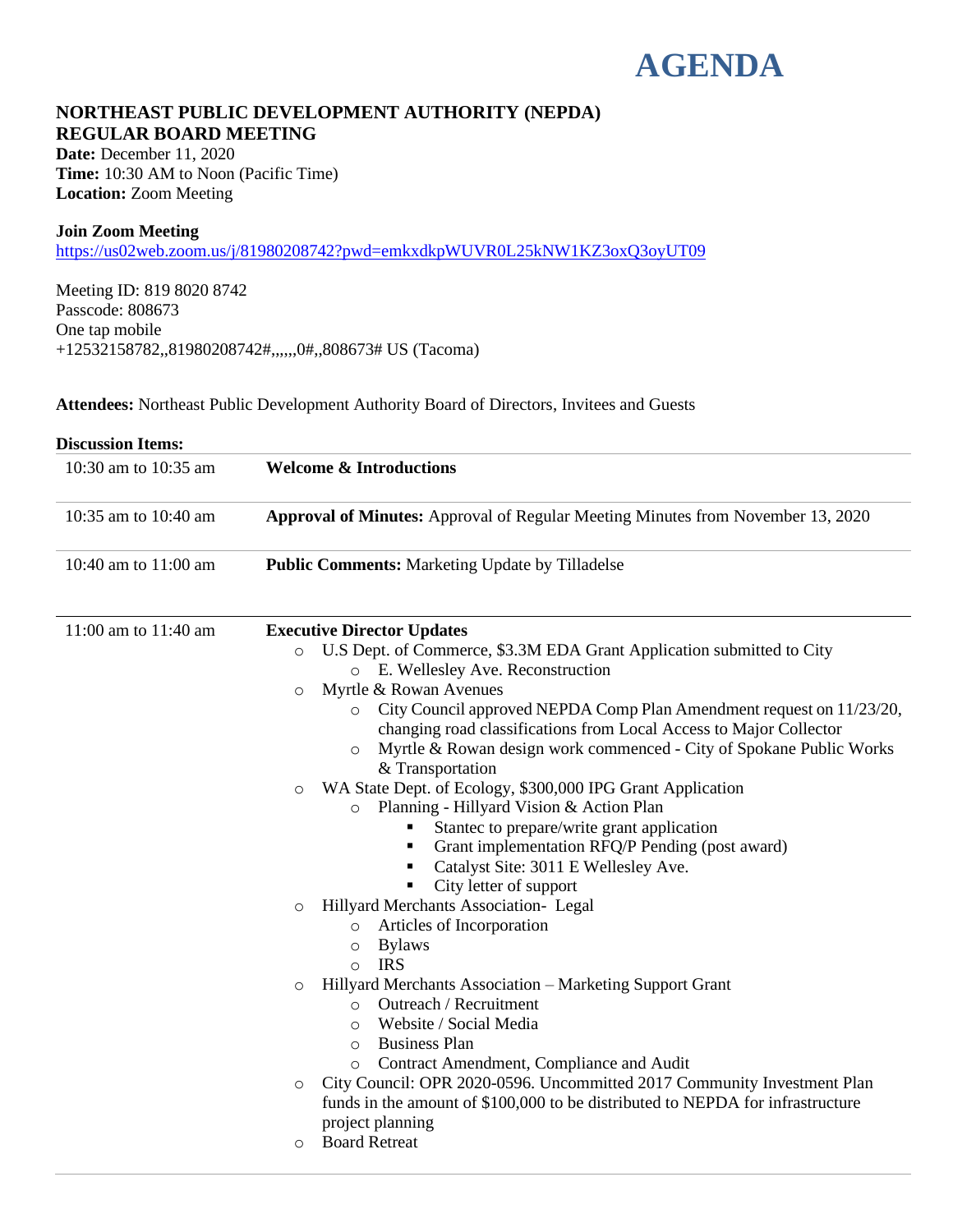# AGENDA

## NORTHEAST PUBLIC DEVELOPMENT AUTHORITY (NEPDA) REGULAR BOARD MEETING

**Date:** December 11, 2020
**Time:** 10:30 AM to Noon (Pacific Time)
**Location:** Zoom Meeting

**Join Zoom Meeting**
https://us02web.zoom.us/j/81980208742?pwd=emkxdkpWUVR0L25kNW1KZ3oxQ3oyUT09

Meeting ID: 819 8020 8742
Passcode: 808673
One tap mobile
+12532158782,,81980208742#,,,,,,0#,,808673# US (Tacoma)

**Attendees:** Northeast Public Development Authority Board of Directors, Invitees and Guests

**Discussion Items:**

| | |
|---|---|
| 10:30 am to 10:35 am | **Welcome & Introductions** |
| 10:35 am to 10:40 am | **Approval of Minutes:** Approval of Regular Meeting Minutes from November 13, 2020 |
| 10:40 am to 11:00 am | **Public Comments:** Marketing Update by Tilladelse |
| 11:00 am to 11:40 am | **Executive Director Updates** (see below) |

**Executive Director Updates**

- U.S Dept. of Commerce, $3.3M EDA Grant Application submitted to City
  - E. Wellesley Ave. Reconstruction
- Myrtle & Rowan Avenues
  - City Council approved NEPDA Comp Plan Amendment request on 11/23/20, changing road classifications from Local Access to Major Collector
  - Myrtle & Rowan design work commenced - City of Spokane Public Works & Transportation
- WA State Dept. of Ecology, $300,000 IPG Grant Application
  - Planning - Hillyard Vision & Action Plan
    - Stantec to prepare/write grant application
    - Grant implementation RFQ/P Pending (post award)
    - Catalyst Site: 3011 E Wellesley Ave.
    - City letter of support
- Hillyard Merchants Association- Legal
  - Articles of Incorporation
  - Bylaws
  - IRS
- Hillyard Merchants Association – Marketing Support Grant
  - Outreach / Recruitment
  - Website / Social Media
  - Business Plan
  - Contract Amendment, Compliance and Audit
- City Council: OPR 2020-0596. Uncommitted 2017 Community Investment Plan funds in the amount of $100,000 to be distributed to NEPDA for infrastructure project planning
- Board Retreat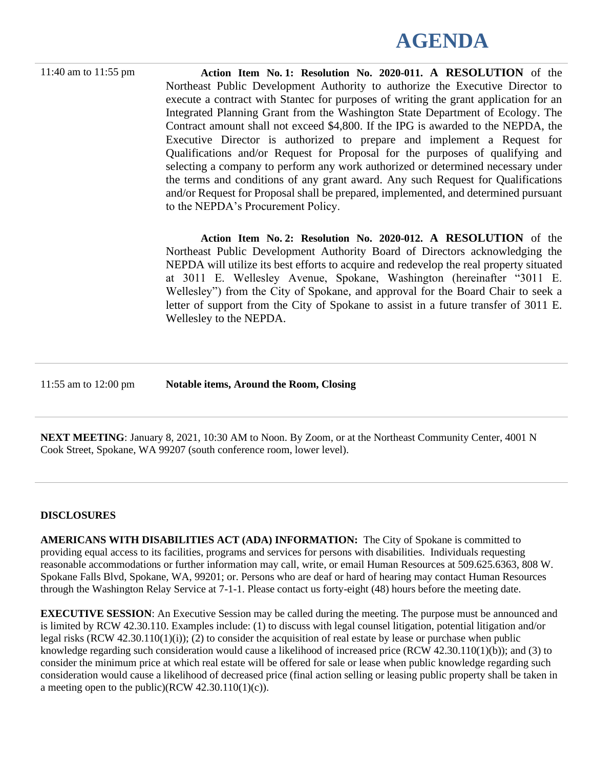# AGENDA

11:40 am to 11:55 pm

**Action Item No. 1: Resolution No. 2020-011. A RESOLUTION** of the Northeast Public Development Authority to authorize the Executive Director to execute a contract with Stantec for purposes of writing the grant application for an Integrated Planning Grant from the Washington State Department of Ecology. The Contract amount shall not exceed $4,800. If the IPG is awarded to the NEPDA, the Executive Director is authorized to prepare and implement a Request for Qualifications and/or Request for Proposal for the purposes of qualifying and selecting a company to perform any work authorized or determined necessary under the terms and conditions of any grant award. Any such Request for Qualifications and/or Request for Proposal shall be prepared, implemented, and determined pursuant to the NEPDA's Procurement Policy.

**Action Item No. 2: Resolution No. 2020-012. A RESOLUTION** of the Northeast Public Development Authority Board of Directors acknowledging the NEPDA will utilize its best efforts to acquire and redevelop the real property situated at 3011 E. Wellesley Avenue, Spokane, Washington (hereinafter "3011 E. Wellesley") from the City of Spokane, and approval for the Board Chair to seek a letter of support from the City of Spokane to assist in a future transfer of 3011 E. Wellesley to the NEPDA.

---

11:55 am to 12:00 pm **Notable items, Around the Room, Closing**

---

**NEXT MEETING**: January 8, 2021, 10:30 AM to Noon. By Zoom, or at the Northeast Community Center, 4001 N Cook Street, Spokane, WA 99207 (south conference room, lower level).

---

**DISCLOSURES**

**AMERICANS WITH DISABILITIES ACT (ADA) INFORMATION:** The City of Spokane is committed to providing equal access to its facilities, programs and services for persons with disabilities. Individuals requesting reasonable accommodations or further information may call, write, or email Human Resources at 509.625.6363, 808 W. Spokane Falls Blvd, Spokane, WA, 99201; or. Persons who are deaf or hard of hearing may contact Human Resources through the Washington Relay Service at 7-1-1. Please contact us forty-eight (48) hours before the meeting date.

**EXECUTIVE SESSION**: An Executive Session may be called during the meeting. The purpose must be announced and is limited by RCW 42.30.110. Examples include: (1) to discuss with legal counsel litigation, potential litigation and/or legal risks (RCW 42.30.110(1)(i)); (2) to consider the acquisition of real estate by lease or purchase when public knowledge regarding such consideration would cause a likelihood of increased price (RCW 42.30.110(1)(b)); and (3) to consider the minimum price at which real estate will be offered for sale or lease when public knowledge regarding such consideration would cause a likelihood of decreased price (final action selling or leasing public property shall be taken in a meeting open to the public)(RCW 42.30.110(1)(c)).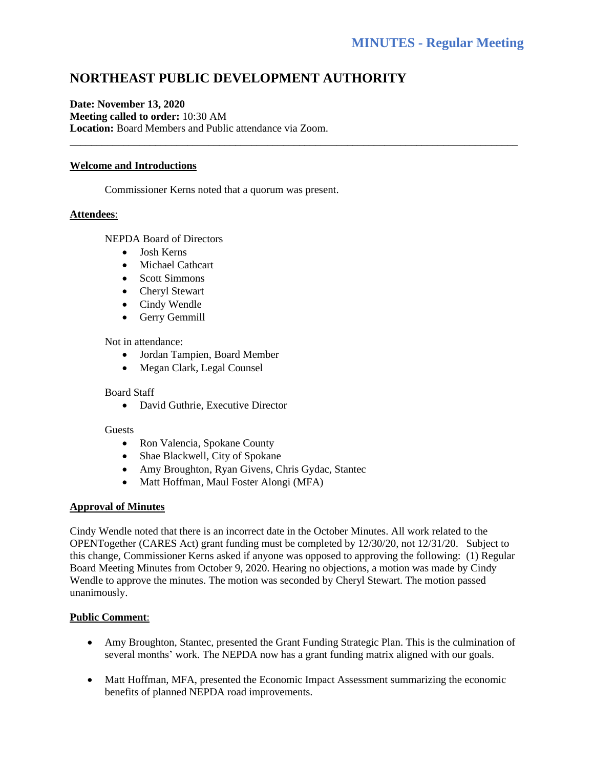# MINUTES - Regular Meeting

## NORTHEAST PUBLIC DEVELOPMENT AUTHORITY

**Date: November 13, 2020**
**Meeting called to order:** 10:30 AM
**Location:** Board Members and Public attendance via Zoom.

---

**Welcome and Introductions**

Commissioner Kerns noted that a quorum was present.

**Attendees**:

NEPDA Board of Directors

- Josh Kerns
- Michael Cathcart
- Scott Simmons
- Cheryl Stewart
- Cindy Wendle
- Gerry Gemmill

Not in attendance:

- Jordan Tampien, Board Member
- Megan Clark, Legal Counsel

Board Staff

- David Guthrie, Executive Director

Guests

- Ron Valencia, Spokane County
- Shae Blackwell, City of Spokane
- Amy Broughton, Ryan Givens, Chris Gydac, Stantec
- Matt Hoffman, Maul Foster Alongi (MFA)

**Approval of Minutes**

Cindy Wendle noted that there is an incorrect date in the October Minutes. All work related to the OPENTogether (CARES Act) grant funding must be completed by 12/30/20, not 12/31/20. Subject to this change, Commissioner Kerns asked if anyone was opposed to approving the following: (1) Regular Board Meeting Minutes from October 9, 2020. Hearing no objections, a motion was made by Cindy Wendle to approve the minutes. The motion was seconded by Cheryl Stewart. The motion passed unanimously.

**Public Comment**:

- Amy Broughton, Stantec, presented the Grant Funding Strategic Plan. This is the culmination of several months' work. The NEPDA now has a grant funding matrix aligned with our goals.
- Matt Hoffman, MFA, presented the Economic Impact Assessment summarizing the economic benefits of planned NEPDA road improvements.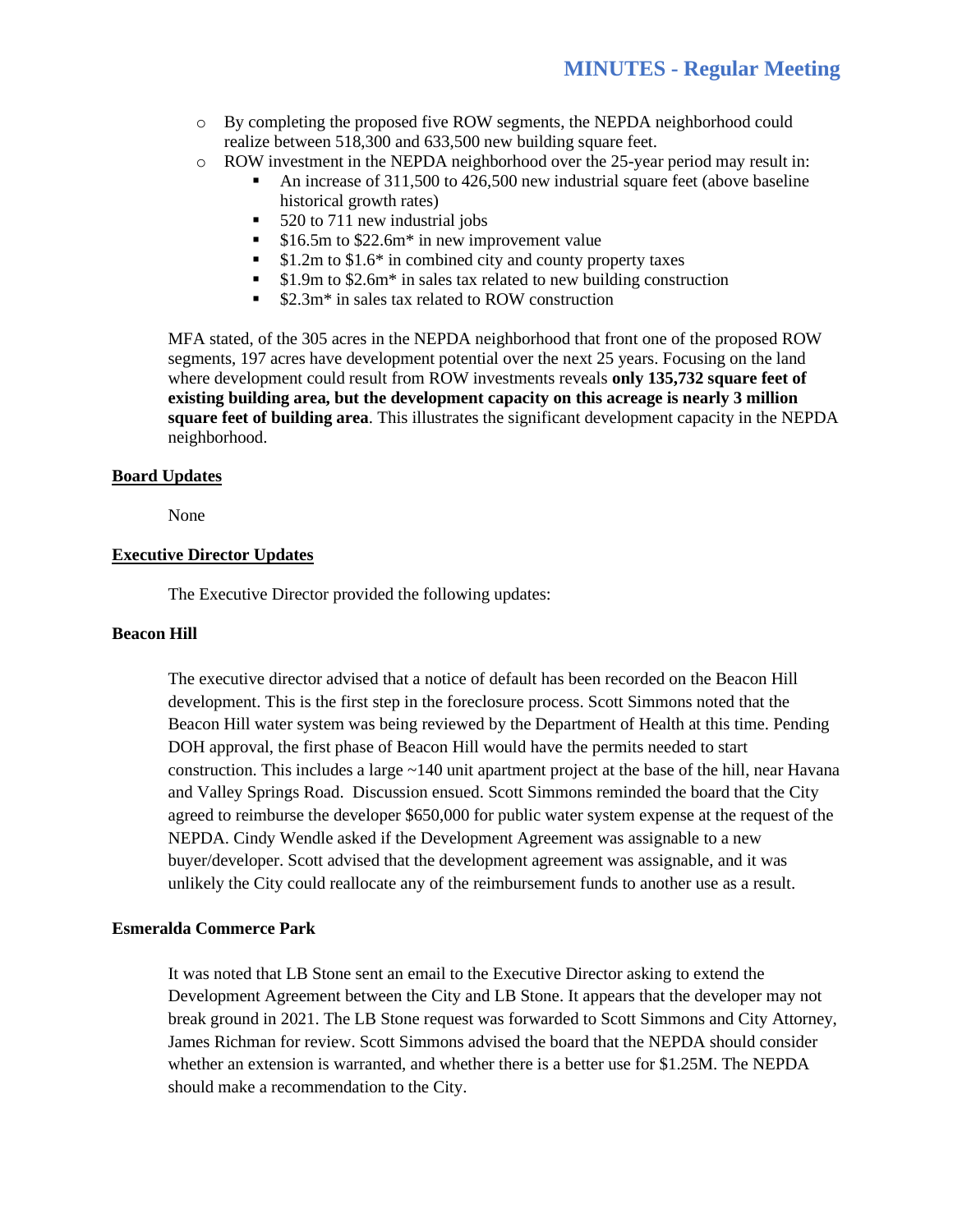- By completing the proposed five ROW segments, the NEPDA neighborhood could realize between 518,300 and 633,500 new building square feet.
- ROW investment in the NEPDA neighborhood over the 25-year period may result in:
  - An increase of 311,500 to 426,500 new industrial square feet (above baseline historical growth rates)
  - 520 to 711 new industrial jobs
  - $16.5m to $22.6m* in new improvement value
  - $1.2m to $1.6* in combined city and county property taxes
  - $1.9m to $2.6m* in sales tax related to new building construction
  - $2.3m* in sales tax related to ROW construction

MFA stated, of the 305 acres in the NEPDA neighborhood that front one of the proposed ROW segments, 197 acres have development potential over the next 25 years. Focusing on the land where development could result from ROW investments reveals **only 135,732 square feet of existing building area, but the development capacity on this acreage is nearly 3 million square feet of building area**. This illustrates the significant development capacity in the NEPDA neighborhood.

## Board Updates

None

## Executive Director Updates

The Executive Director provided the following updates:

### Beacon Hill

The executive director advised that a notice of default has been recorded on the Beacon Hill development. This is the first step in the foreclosure process. Scott Simmons noted that the Beacon Hill water system was being reviewed by the Department of Health at this time. Pending DOH approval, the first phase of Beacon Hill would have the permits needed to start construction. This includes a large ~140 unit apartment project at the base of the hill, near Havana and Valley Springs Road. Discussion ensued. Scott Simmons reminded the board that the City agreed to reimburse the developer $650,000 for public water system expense at the request of the NEPDA. Cindy Wendle asked if the Development Agreement was assignable to a new buyer/developer. Scott advised that the development agreement was assignable, and it was unlikely the City could reallocate any of the reimbursement funds to another use as a result.

### Esmeralda Commerce Park

It was noted that LB Stone sent an email to the Executive Director asking to extend the Development Agreement between the City and LB Stone. It appears that the developer may not break ground in 2021. The LB Stone request was forwarded to Scott Simmons and City Attorney, James Richman for review. Scott Simmons advised the board that the NEPDA should consider whether an extension is warranted, and whether there is a better use for $1.25M. The NEPDA should make a recommendation to the City.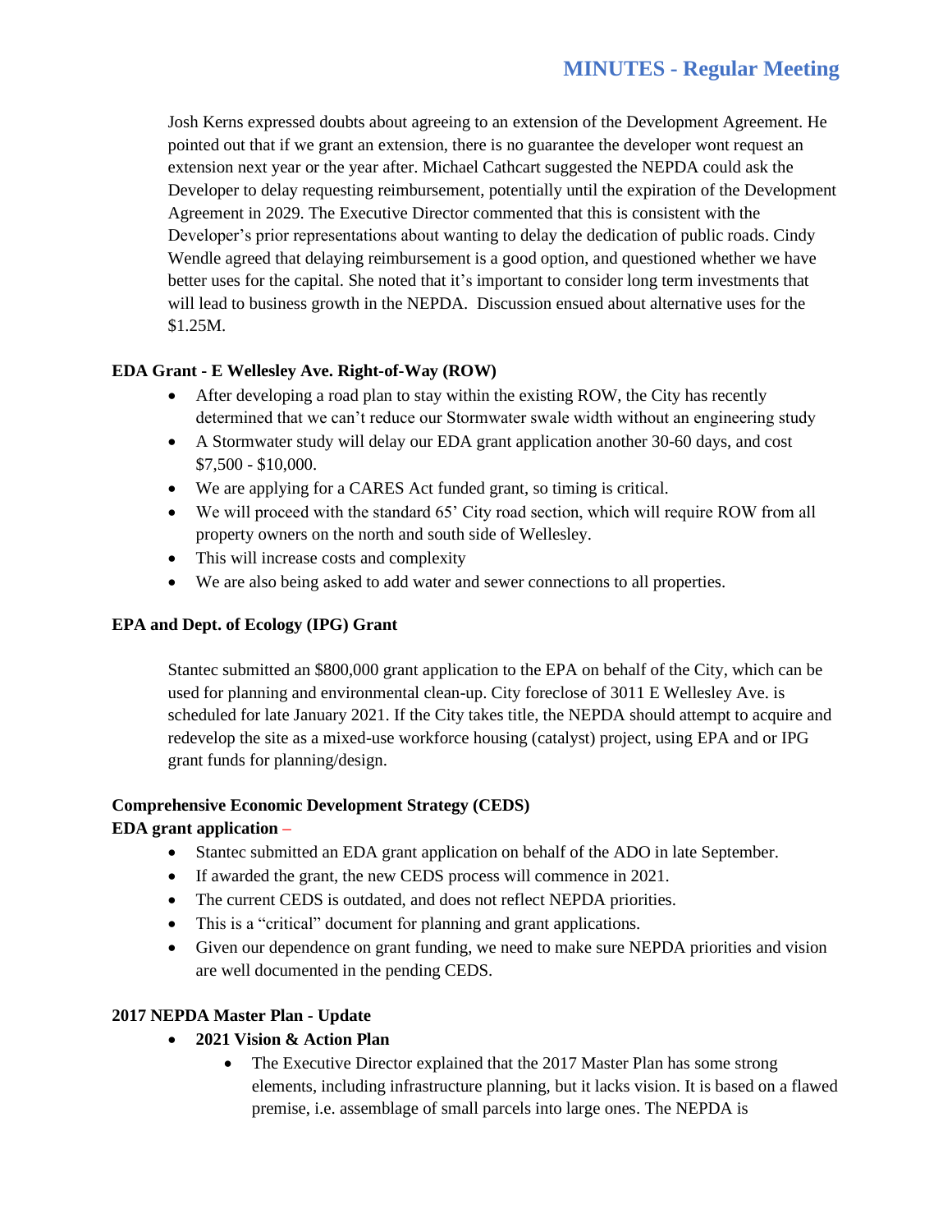Josh Kerns expressed doubts about agreeing to an extension of the Development Agreement. He pointed out that if we grant an extension, there is no guarantee the developer wont request an extension next year or the year after. Michael Cathcart suggested the NEPDA could ask the Developer to delay requesting reimbursement, potentially until the expiration of the Development Agreement in 2029. The Executive Director commented that this is consistent with the Developer's prior representations about wanting to delay the dedication of public roads. Cindy Wendle agreed that delaying reimbursement is a good option, and questioned whether we have better uses for the capital. She noted that it's important to consider long term investments that will lead to business growth in the NEPDA. Discussion ensued about alternative uses for the $1.25M.

**EDA Grant - E Wellesley Ave. Right-of-Way (ROW)**

- After developing a road plan to stay within the existing ROW, the City has recently determined that we can't reduce our Stormwater swale width without an engineering study
- A Stormwater study will delay our EDA grant application another 30-60 days, and cost $7,500 - $10,000.
- We are applying for a CARES Act funded grant, so timing is critical.
- We will proceed with the standard 65' City road section, which will require ROW from all property owners on the north and south side of Wellesley.
- This will increase costs and complexity
- We are also being asked to add water and sewer connections to all properties.

**EPA and Dept. of Ecology (IPG) Grant**

Stantec submitted an $800,000 grant application to the EPA on behalf of the City, which can be used for planning and environmental clean-up. City foreclose of 3011 E Wellesley Ave. is scheduled for late January 2021. If the City takes title, the NEPDA should attempt to acquire and redevelop the site as a mixed-use workforce housing (catalyst) project, using EPA and or IPG grant funds for planning/design.

**Comprehensive Economic Development Strategy (CEDS)**
**EDA grant application –**

- Stantec submitted an EDA grant application on behalf of the ADO in late September.
- If awarded the grant, the new CEDS process will commence in 2021.
- The current CEDS is outdated, and does not reflect NEPDA priorities.
- This is a "critical" document for planning and grant applications.
- Given our dependence on grant funding, we need to make sure NEPDA priorities and vision are well documented in the pending CEDS.

**2017 NEPDA Master Plan - Update**

- **2021 Vision & Action Plan**
  - The Executive Director explained that the 2017 Master Plan has some strong elements, including infrastructure planning, but it lacks vision. It is based on a flawed premise, i.e. assemblage of small parcels into large ones. The NEPDA is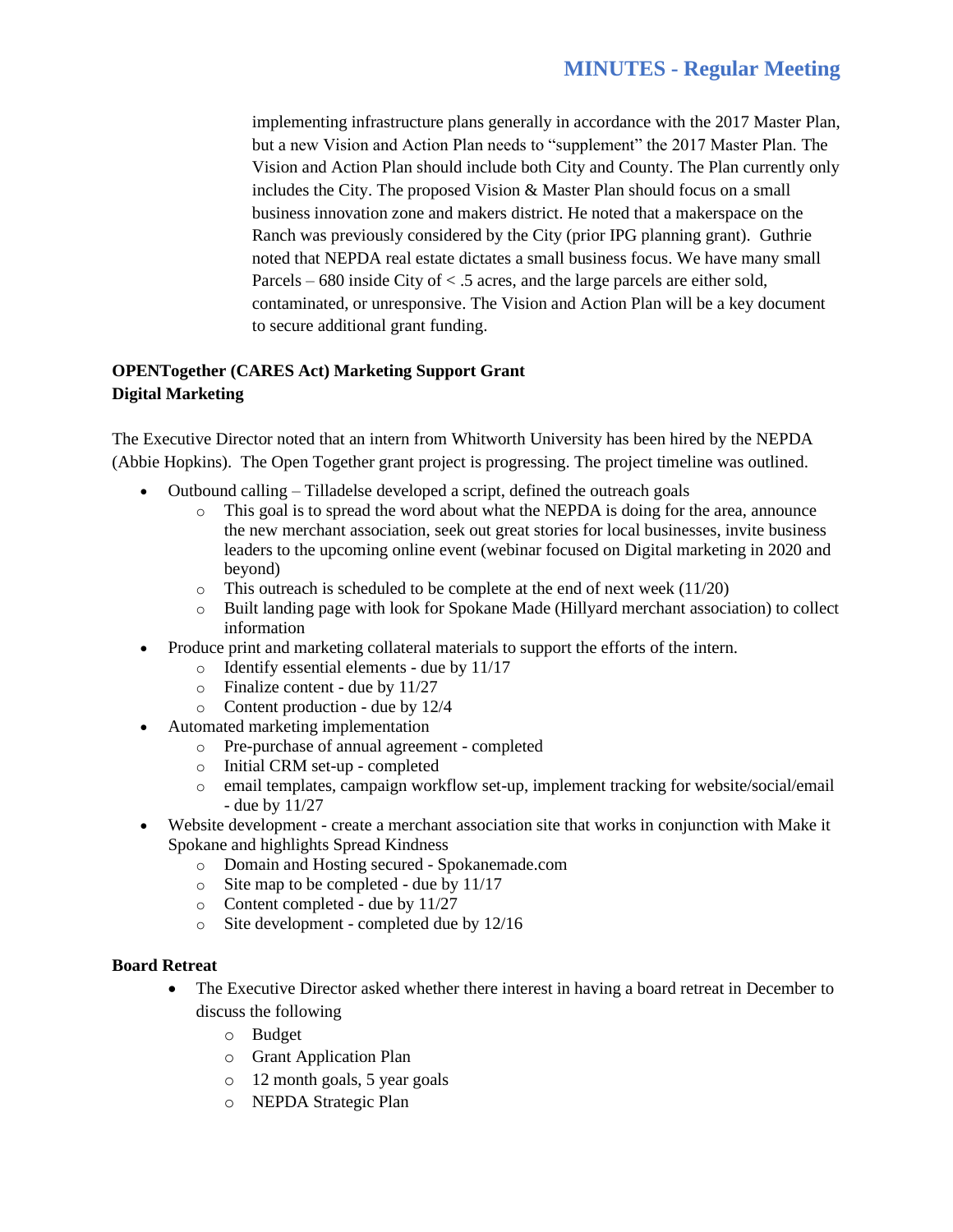implementing infrastructure plans generally in accordance with the 2017 Master Plan, but a new Vision and Action Plan needs to "supplement" the 2017 Master Plan. The Vision and Action Plan should include both City and County. The Plan currently only includes the City. The proposed Vision & Master Plan should focus on a small business innovation zone and makers district. He noted that a makerspace on the Ranch was previously considered by the City (prior IPG planning grant). Guthrie noted that NEPDA real estate dictates a small business focus. We have many small Parcels – 680 inside City of < .5 acres, and the large parcels are either sold, contaminated, or unresponsive. The Vision and Action Plan will be a key document to secure additional grant funding.

**OPENTogether (CARES Act) Marketing Support Grant**
**Digital Marketing**

The Executive Director noted that an intern from Whitworth University has been hired by the NEPDA (Abbie Hopkins). The Open Together grant project is progressing. The project timeline was outlined.

- Outbound calling – Tilladelse developed a script, defined the outreach goals
  - This goal is to spread the word about what the NEPDA is doing for the area, announce the new merchant association, seek out great stories for local businesses, invite business leaders to the upcoming online event (webinar focused on Digital marketing in 2020 and beyond)
  - This outreach is scheduled to be complete at the end of next week (11/20)
  - Built landing page with look for Spokane Made (Hillyard merchant association) to collect information
- Produce print and marketing collateral materials to support the efforts of the intern.
  - Identify essential elements - due by 11/17
  - Finalize content - due by 11/27
  - Content production - due by 12/4
- Automated marketing implementation
  - Pre-purchase of annual agreement - completed
  - Initial CRM set-up - completed
  - email templates, campaign workflow set-up, implement tracking for website/social/email - due by 11/27
- Website development - create a merchant association site that works in conjunction with Make it Spokane and highlights Spread Kindness
  - Domain and Hosting secured - Spokanemade.com
  - Site map to be completed - due by 11/17
  - Content completed - due by 11/27
  - Site development - completed due by 12/16

**Board Retreat**

- The Executive Director asked whether there interest in having a board retreat in December to discuss the following
  - Budget
  - Grant Application Plan
  - 12 month goals, 5 year goals
  - NEPDA Strategic Plan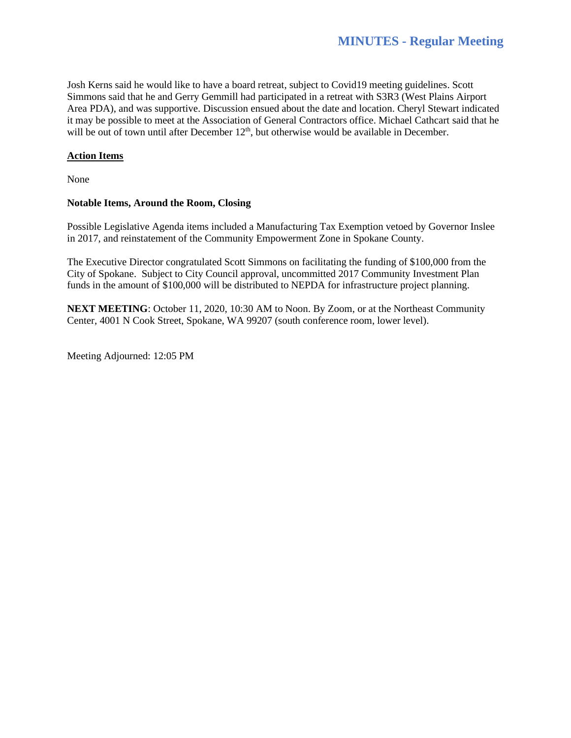Josh Kerns said he would like to have a board retreat, subject to Covid19 meeting guidelines. Scott Simmons said that he and Gerry Gemmill had participated in a retreat with S3R3 (West Plains Airport Area PDA), and was supportive. Discussion ensued about the date and location. Cheryl Stewart indicated it may be possible to meet at the Association of General Contractors office. Michael Cathcart said that he will be out of town until after December 12th, but otherwise would be available in December.

**Action Items**

None

**Notable Items, Around the Room, Closing**

Possible Legislative Agenda items included a Manufacturing Tax Exemption vetoed by Governor Inslee in 2017, and reinstatement of the Community Empowerment Zone in Spokane County.

The Executive Director congratulated Scott Simmons on facilitating the funding of $100,000 from the City of Spokane. Subject to City Council approval, uncommitted 2017 Community Investment Plan funds in the amount of $100,000 will be distributed to NEPDA for infrastructure project planning.

**NEXT MEETING**: October 11, 2020, 10:30 AM to Noon. By Zoom, or at the Northeast Community Center, 4001 N Cook Street, Spokane, WA 99207 (south conference room, lower level).

Meeting Adjourned: 12:05 PM